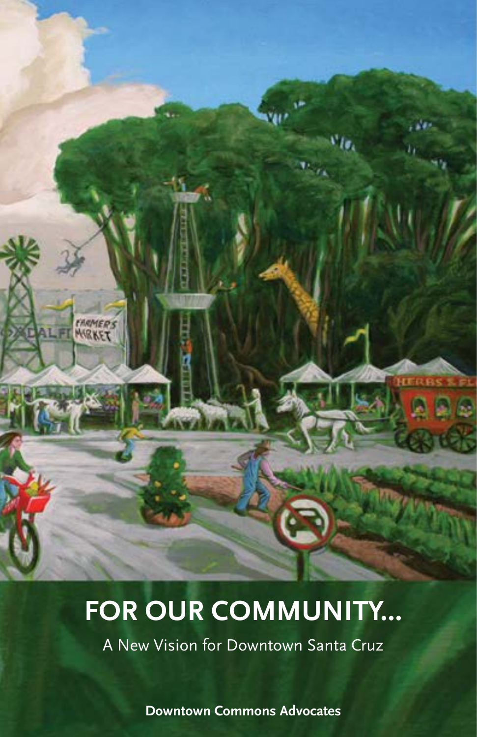# FOR OUR COMMUNITY...

A New Vision for Downtown Santa Cruz

**Downtown Commons Advocates**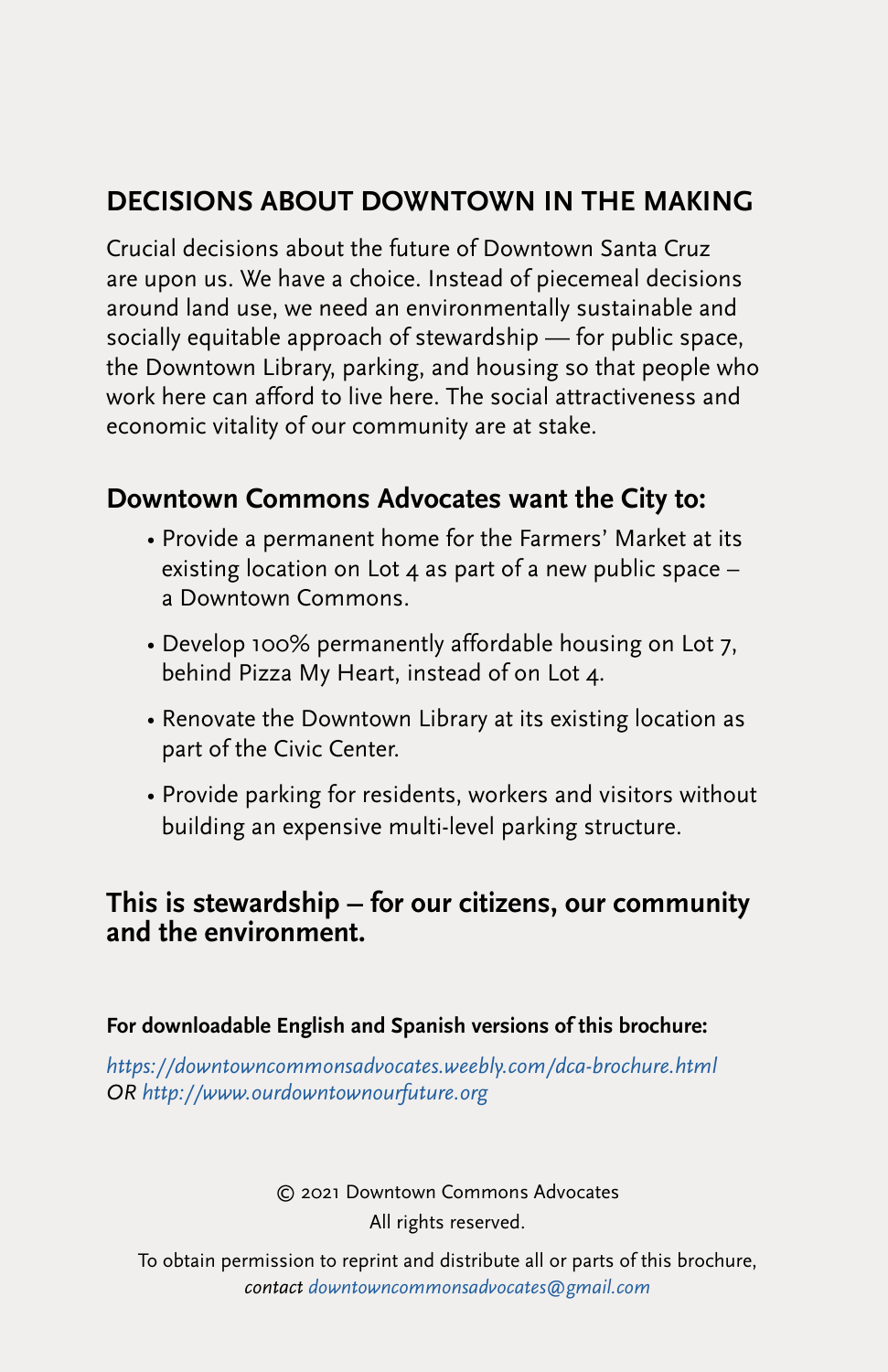## DECISIONS ABOUT DOWNTOWN IN THE MAKING

Crucial decisions about the future of Downtown Santa Cruz are upon us. We have a choice. Instead of piecemeal decisions around land use, we need an environmentally sustainable and socially equitable approach of stewardship — for public space, the Downtown Library, parking, and housing so that people who work here can afford to live here. The social attractiveness and economic vitality of our community are at stake.

### Downtown Commons Advocates want the City to:

- Provide a permanent home for the Farmers' Market at its existing location on Lot 4 as part of a new public space – a Downtown Commons.
- Develop 100% permanently affordable housing on Lot 7, behind Pizza My Heart, instead of on Lot 4.
- Renovate the Downtown Library at its existing location as part of the Civic Center.
- Provide parking for residents, workers and visitors without building an expensive multi-level parking structure.

### This is stewardship – for our citizens, our community and the environment.

**For downloadable English and Spanish versions of this brochure:**

*https://downtowncommonsadvocates.weebly.com/dca-brochure.html*
*OR http://www.ourdowntownourfuture.org*

© 2021 Downtown Commons Advocates
All rights reserved.

To obtain permission to reprint and distribute all or parts of this brochure, *contact downtowncommonsadvocates@gmail.com*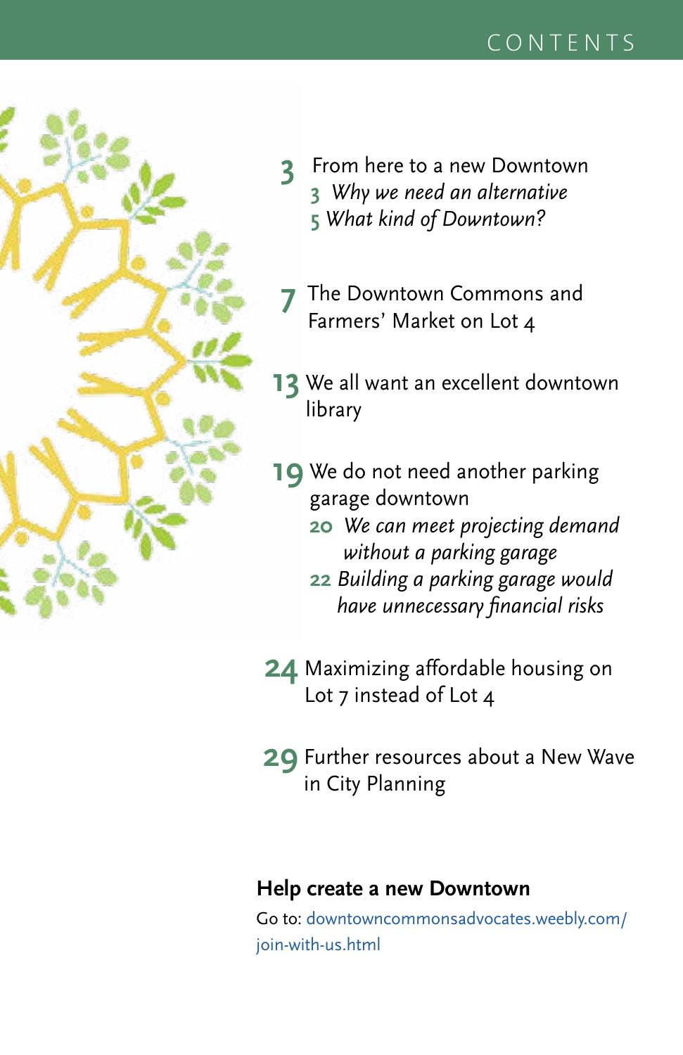# CONTENTS

**3** From here to a new Downtown
- 3 *Why we need an alternative*
- 5 *What kind of Downtown?*

**7** The Downtown Commons and Farmers' Market on Lot 4

**13** We all want an excellent downtown library

**19** We do not need another parking garage downtown
- 20 *We can meet projecting demand without a parking garage*
- 22 *Building a parking garage would have unnecessary financial risks*

**24** Maximizing affordable housing on Lot 7 instead of Lot 4

**29** Further resources about a New Wave in City Planning

**Help create a new Downtown**

Go to: downtowncommonsadvocates.weebly.com/join-with-us.html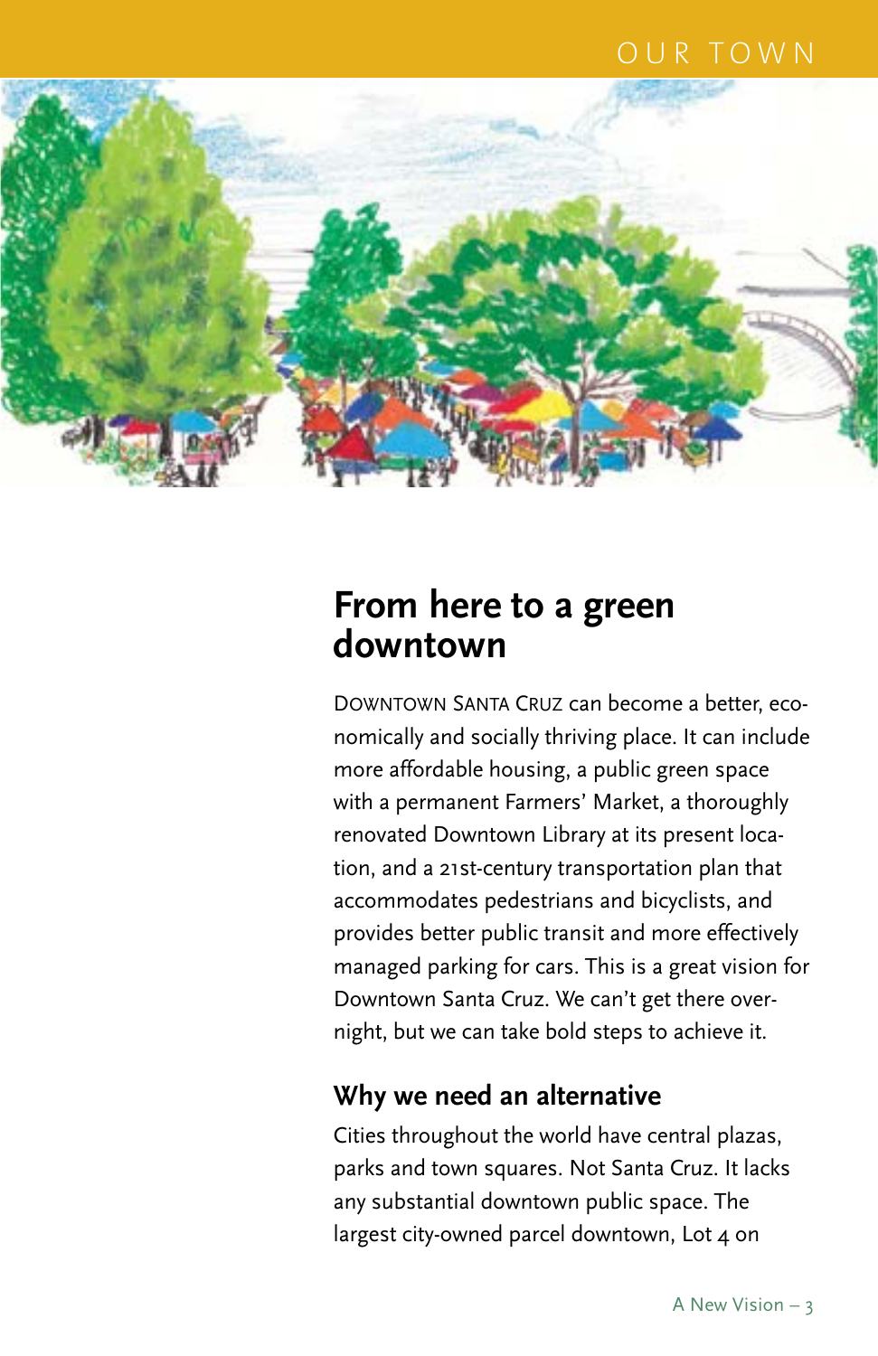## From here to a green downtown

DOWNTOWN SANTA CRUZ can become a better, economically and socially thriving place. It can include more affordable housing, a public green space with a permanent Farmers' Market, a thoroughly renovated Downtown Library at its present location, and a 21st-century transportation plan that accommodates pedestrians and bicyclists, and provides better public transit and more effectively managed parking for cars. This is a great vision for Downtown Santa Cruz. We can't get there overnight, but we can take bold steps to achieve it.

### Why we need an alternative

Cities throughout the world have central plazas, parks and town squares. Not Santa Cruz. It lacks any substantial downtown public space. The largest city-owned parcel downtown, Lot 4 on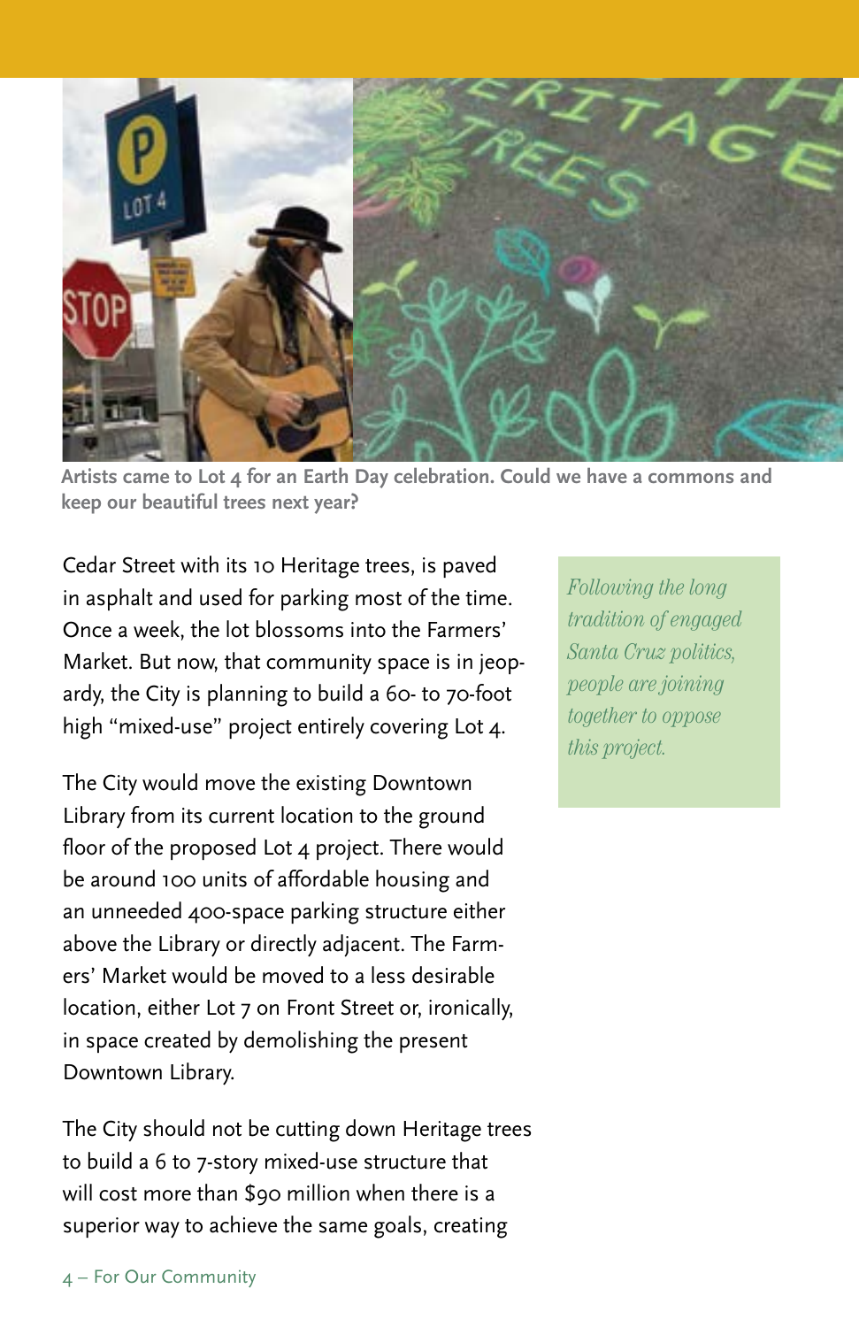**Artists came to Lot 4 for an Earth Day celebration. Could we have a commons and keep our beautiful trees next year?**

Cedar Street with its 10 Heritage trees, is paved in asphalt and used for parking most of the time. Once a week, the lot blossoms into the Farmers' Market. But now, that community space is in jeopardy, the City is planning to build a 60- to 70-foot high "mixed-use" project entirely covering Lot 4.

The City would move the existing Downtown Library from its current location to the ground floor of the proposed Lot 4 project. There would be around 100 units of affordable housing and an unneeded 400-space parking structure either above the Library or directly adjacent. The Farmers' Market would be moved to a less desirable location, either Lot 7 on Front Street or, ironically, in space created by demolishing the present Downtown Library.

The City should not be cutting down Heritage trees to build a 6 to 7-story mixed-use structure that will cost more than $90 million when there is a superior way to achieve the same goals, creating

*Following the long tradition of engaged Santa Cruz politics, people are joining together to oppose this project.*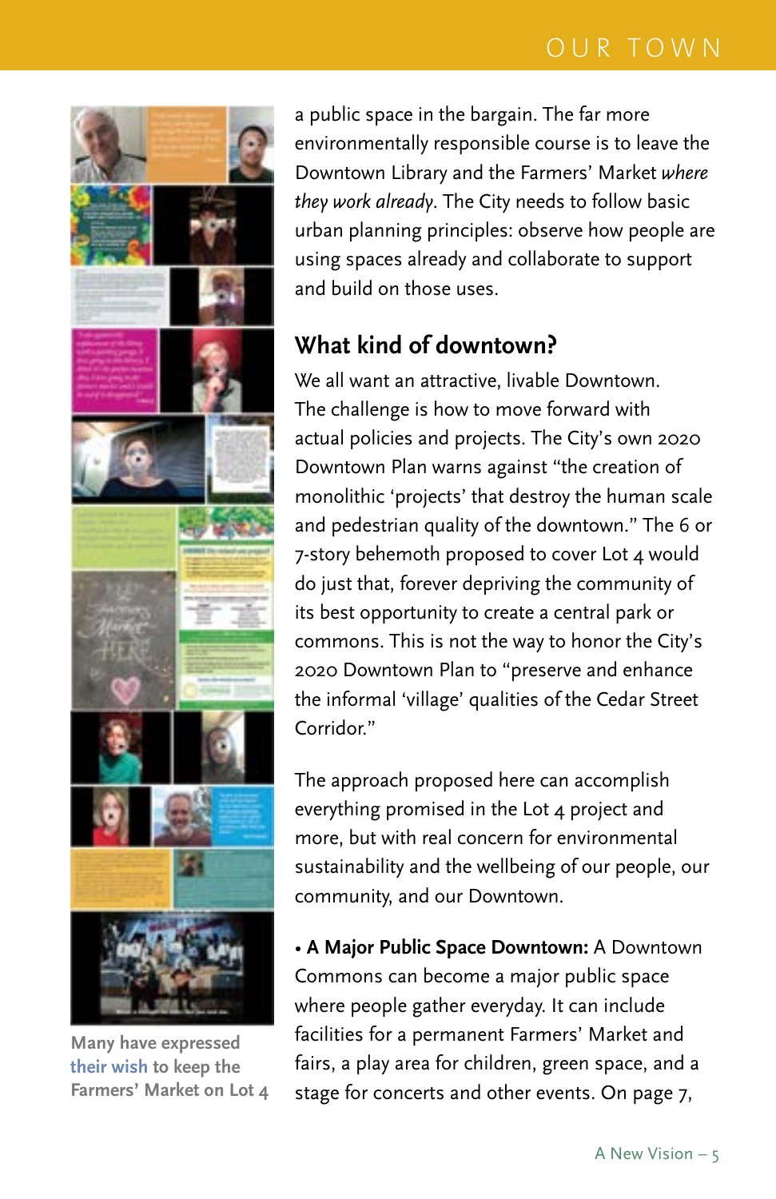a public space in the bargain. The far more environmentally responsible course is to leave the Downtown Library and the Farmers' Market *where they work already*. The City needs to follow basic urban planning principles: observe how people are using spaces already and collaborate to support and build on those uses.

## What kind of downtown?

We all want an attractive, livable Downtown. The challenge is how to move forward with actual policies and projects. The City's own 2020 Downtown Plan warns against "the creation of monolithic 'projects' that destroy the human scale and pedestrian quality of the downtown." The 6 or 7-story behemoth proposed to cover Lot 4 would do just that, forever depriving the community of its best opportunity to create a central park or commons. This is not the way to honor the City's 2020 Downtown Plan to "preserve and enhance the informal 'village' qualities of the Cedar Street Corridor."

The approach proposed here can accomplish everything promised in the Lot 4 project and more, but with real concern for environmental sustainability and the wellbeing of our people, our community, and our Downtown.

- **A Major Public Space Downtown:** A Downtown Commons can become a major public space where people gather everyday. It can include facilities for a permanent Farmers' Market and fairs, a play area for children, green space, and a stage for concerts and other events. On page 7,

Many have expressed their wish to keep the Farmers' Market on Lot 4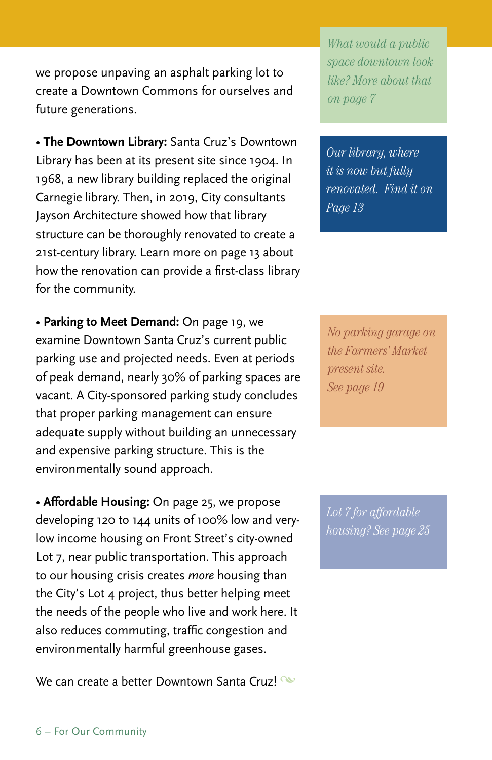we propose unpaving an asphalt parking lot to create a Downtown Commons for ourselves and future generations.

*What would a public space downtown look like? More about that on page 7*

- **The Downtown Library:** Santa Cruz's Downtown Library has been at its present site since 1904. In 1968, a new library building replaced the original Carnegie library. Then, in 2019, City consultants Jayson Architecture showed how that library structure can be thoroughly renovated to create a 21st-century library. Learn more on page 13 about how the renovation can provide a first-class library for the community.

*Our library, where it is now but fully renovated. Find it on Page 13*

- **Parking to Meet Demand:** On page 19, we examine Downtown Santa Cruz's current public parking use and projected needs. Even at periods of peak demand, nearly 30% of parking spaces are vacant. A City-sponsored parking study concludes that proper parking management can ensure adequate supply without building an unnecessary and expensive parking structure. This is the environmentally sound approach.

*No parking garage on the Farmers' Market present site. See page 19*

- **Affordable Housing:** On page 25, we propose developing 120 to 144 units of 100% low and very-low income housing on Front Street's city-owned Lot 7, near public transportation. This approach to our housing crisis creates *more* housing than the City's Lot 4 project, thus better helping meet the needs of the people who live and work here. It also reduces commuting, traffic congestion and environmentally harmful greenhouse gases.

*Lot 7 for affordable housing? See page 25*

We can create a better Downtown Santa Cruz!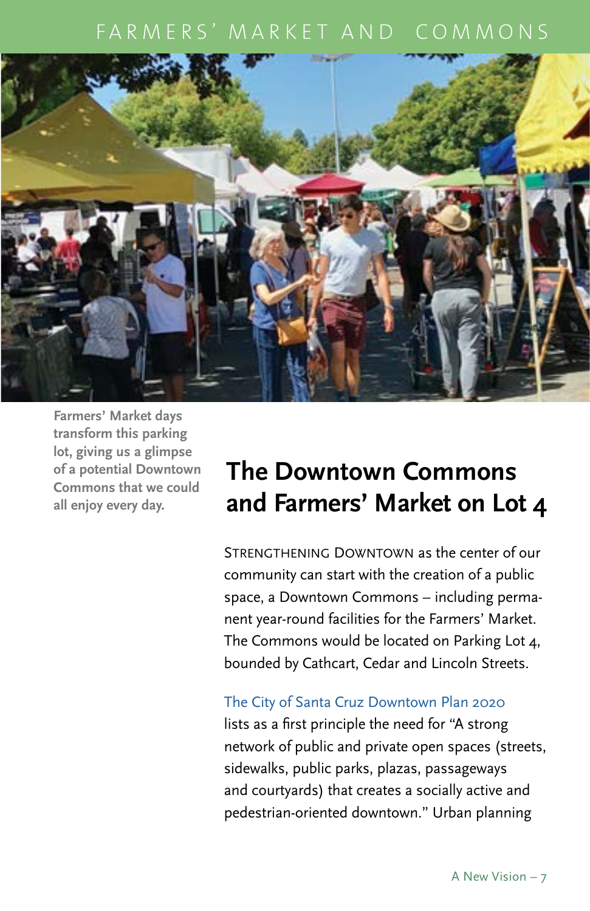Farmers' Market days transform this parking lot, giving us a glimpse of a potential Downtown Commons that we could all enjoy every day.

## The Downtown Commons and Farmers' Market on Lot 4

STRENGTHENING DOWNTOWN as the center of our community can start with the creation of a public space, a Downtown Commons – including permanent year-round facilities for the Farmers' Market. The Commons would be located on Parking Lot 4, bounded by Cathcart, Cedar and Lincoln Streets.

The City of Santa Cruz Downtown Plan 2020 lists as a first principle the need for "A strong network of public and private open spaces (streets, sidewalks, public parks, plazas, passageways and courtyards) that creates a socially active and pedestrian-oriented downtown." Urban planning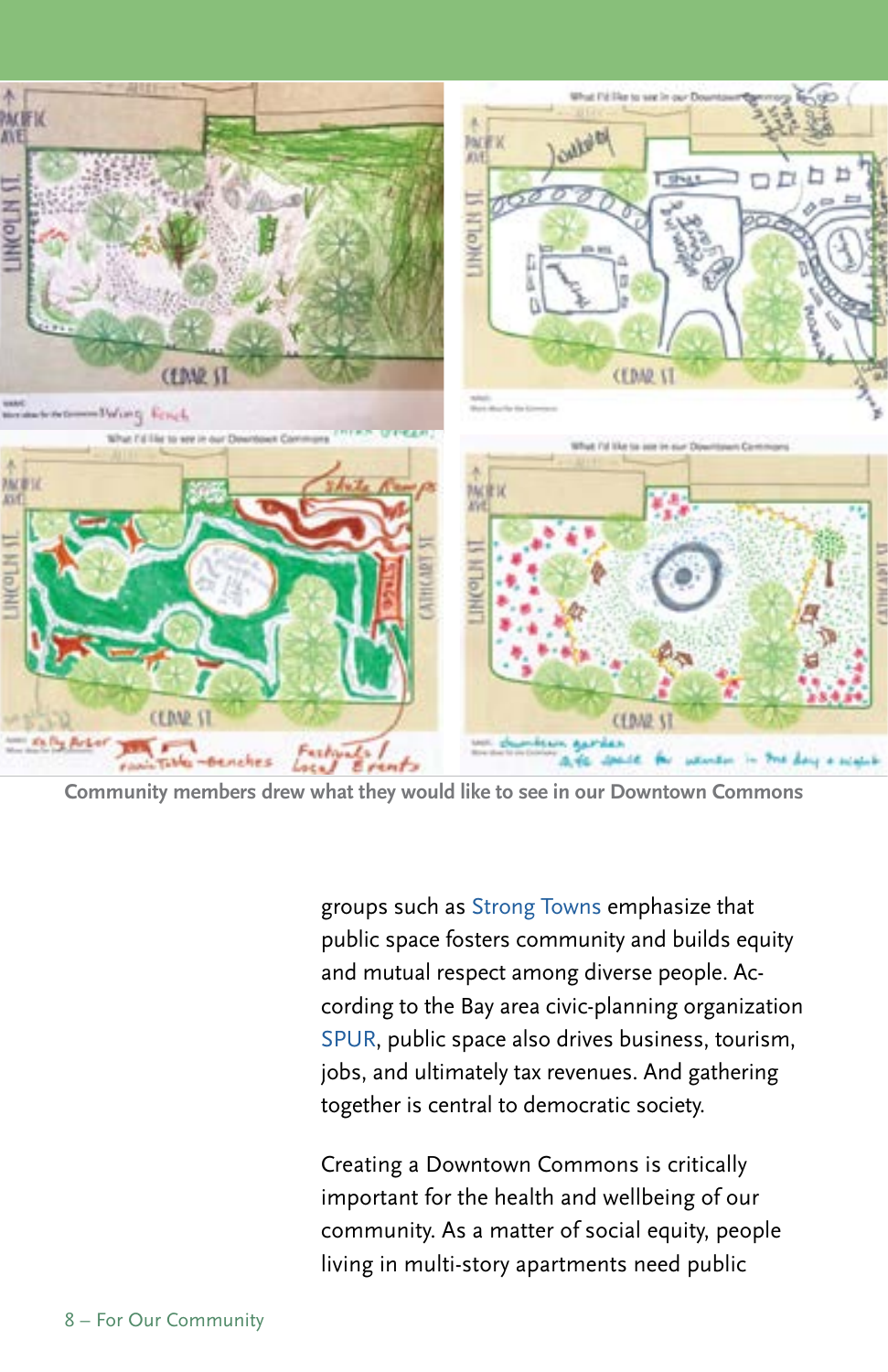Community members drew what they would like to see in our Downtown Commons

groups such as Strong Towns emphasize that public space fosters community and builds equity and mutual respect among diverse people. According to the Bay area civic-planning organization SPUR, public space also drives business, tourism, jobs, and ultimately tax revenues. And gathering together is central to democratic society.

Creating a Downtown Commons is critically important for the health and wellbeing of our community. As a matter of social equity, people living in multi-story apartments need public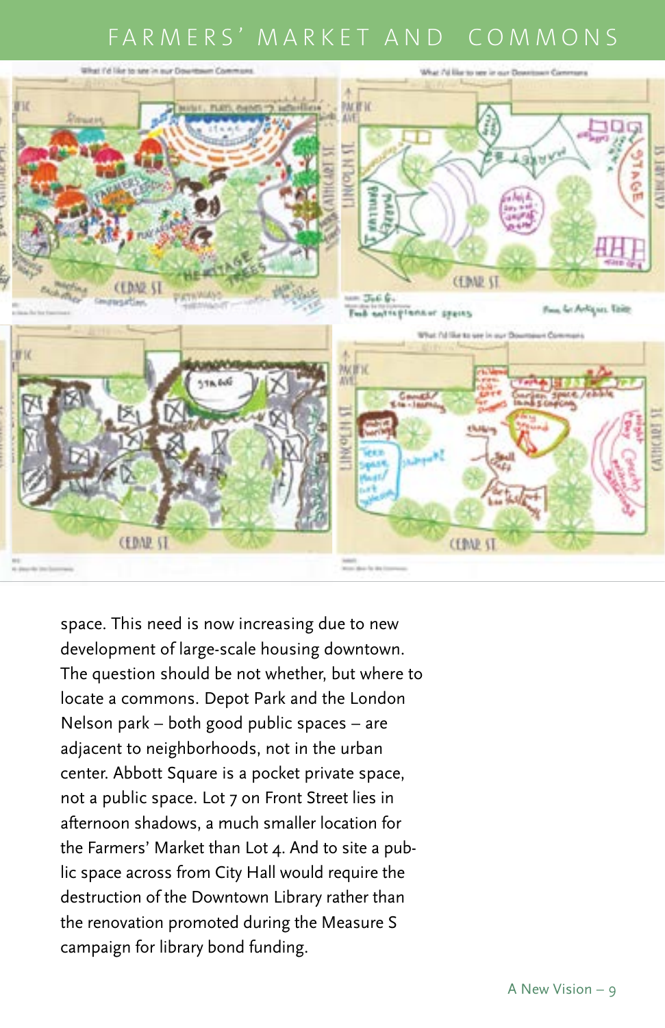# FARMERS' MARKET AND COMMONS

space. This need is now increasing due to new development of large-scale housing downtown. The question should be not whether, but where to locate a commons. Depot Park and the London Nelson park – both good public spaces – are adjacent to neighborhoods, not in the urban center. Abbott Square is a pocket private space, not a public space. Lot 7 on Front Street lies in afternoon shadows, a much smaller location for the Farmers' Market than Lot 4. And to site a public space across from City Hall would require the destruction of the Downtown Library rather than the renovation promoted during the Measure S campaign for library bond funding.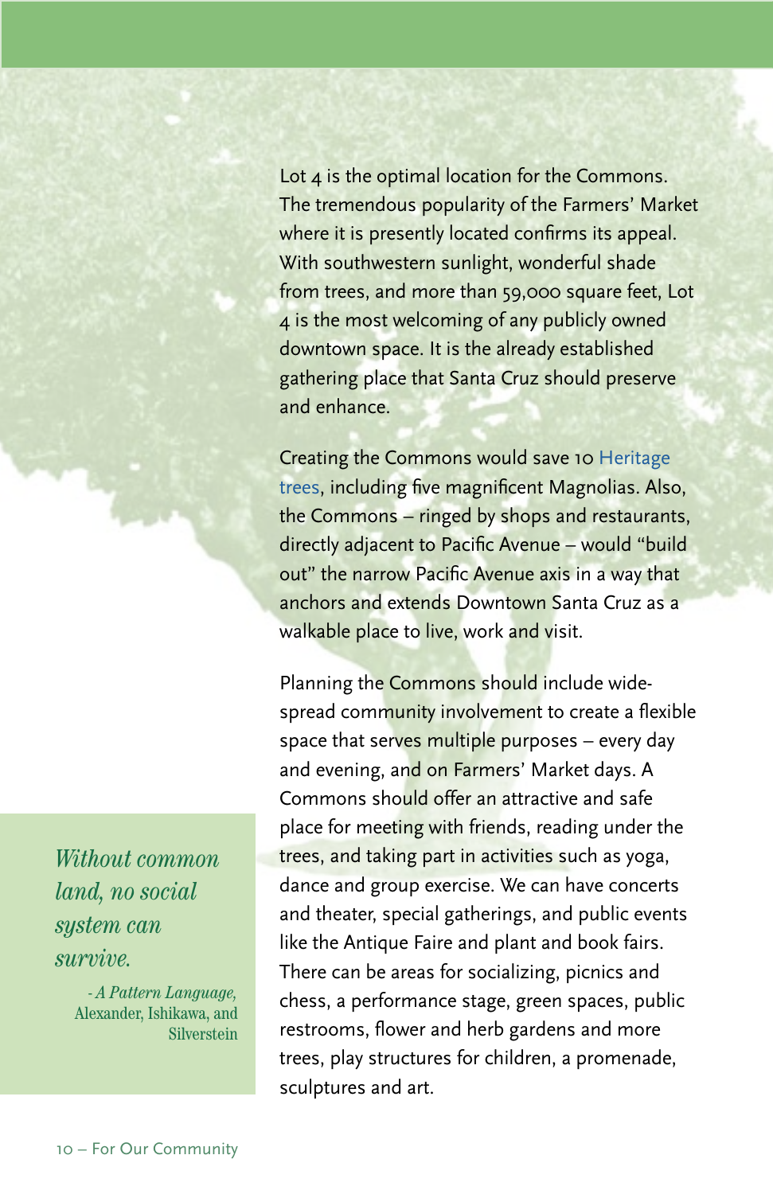Lot 4 is the optimal location for the Commons. The tremendous popularity of the Farmers' Market where it is presently located confirms its appeal. With southwestern sunlight, wonderful shade from trees, and more than 59,000 square feet, Lot 4 is the most welcoming of any publicly owned downtown space. It is the already established gathering place that Santa Cruz should preserve and enhance.

Creating the Commons would save 10 Heritage trees, including five magnificent Magnolias. Also, the Commons – ringed by shops and restaurants, directly adjacent to Pacific Avenue – would "build out" the narrow Pacific Avenue axis in a way that anchors and extends Downtown Santa Cruz as a walkable place to live, work and visit.

Planning the Commons should include wide-spread community involvement to create a flexible space that serves multiple purposes – every day and evening, and on Farmers' Market days. A Commons should offer an attractive and safe place for meeting with friends, reading under the trees, and taking part in activities such as yoga, dance and group exercise. We can have concerts and theater, special gatherings, and public events like the Antique Faire and plant and book fairs. There can be areas for socializing, picnics and chess, a performance stage, green spaces, public restrooms, flower and herb gardens and more trees, play structures for children, a promenade, sculptures and art.

> *Without common land, no social system can survive.*
>
> *- A Pattern Language,* Alexander, Ishikawa, and Silverstein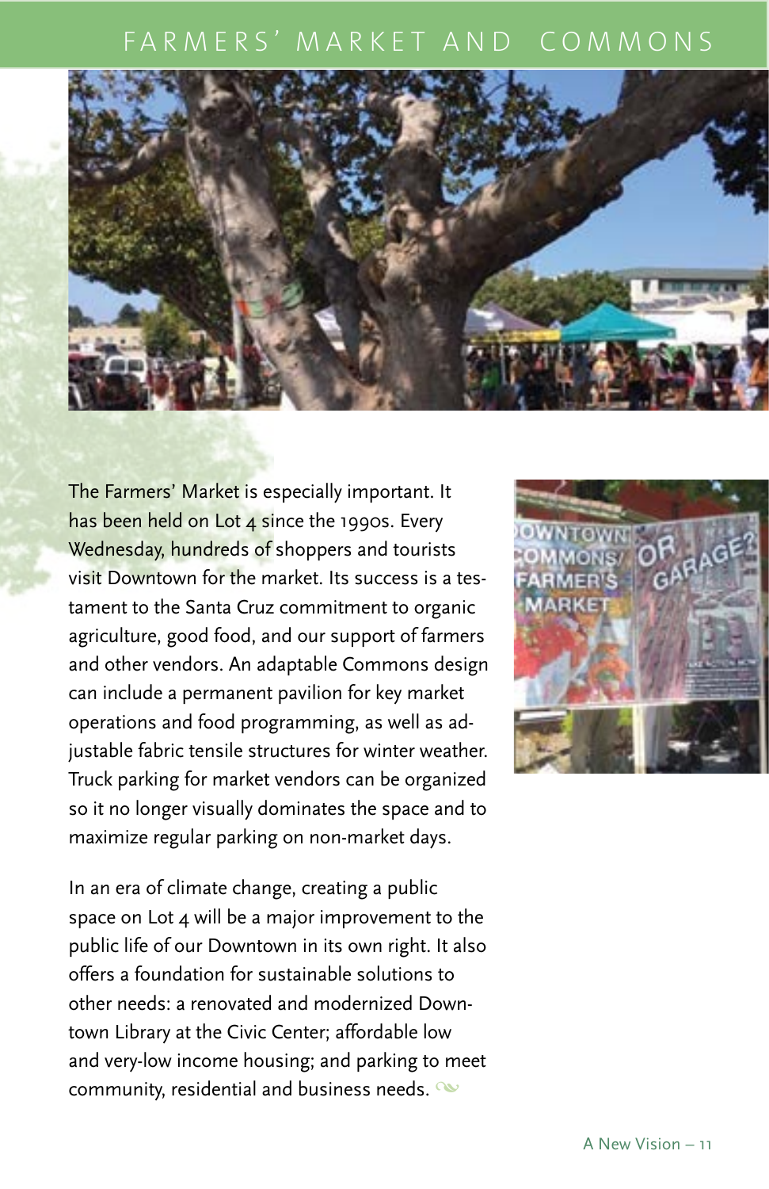# FARMERS' MARKET AND COMMONS

The Farmers' Market is especially important. It has been held on Lot 4 since the 1990s. Every Wednesday, hundreds of shoppers and tourists visit Downtown for the market. Its success is a testament to the Santa Cruz commitment to organic agriculture, good food, and our support of farmers and other vendors. An adaptable Commons design can include a permanent pavilion for key market operations and food programming, as well as adjustable fabric tensile structures for winter weather. Truck parking for market vendors can be organized so it no longer visually dominates the space and to maximize regular parking on non-market days.

In an era of climate change, creating a public space on Lot 4 will be a major improvement to the public life of our Downtown in its own right. It also offers a foundation for sustainable solutions to other needs: a renovated and modernized Downtown Library at the Civic Center; affordable low and very-low income housing; and parking to meet community, residential and business needs.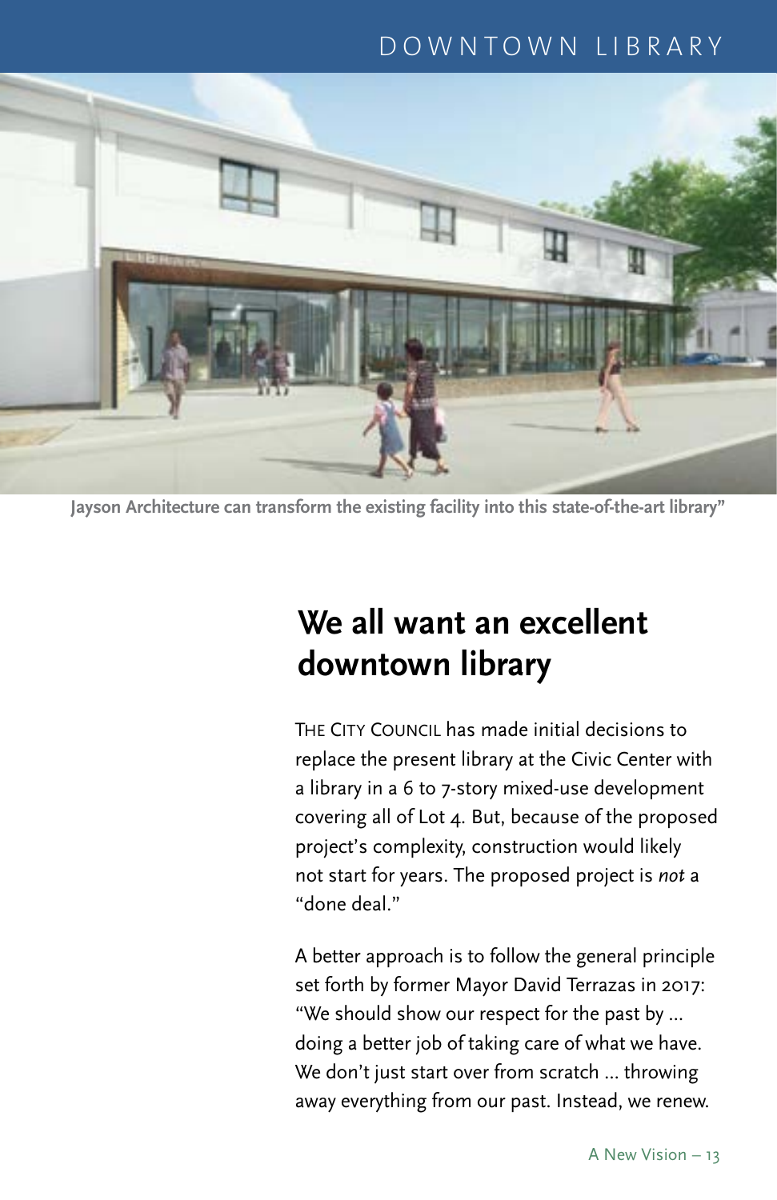Jayson Architecture can transform the existing facility into this state-of-the-art library"

## We all want an excellent downtown library

THE CITY COUNCIL has made initial decisions to replace the present library at the Civic Center with a library in a 6 to 7-story mixed-use development covering all of Lot 4. But, because of the proposed project's complexity, construction would likely not start for years. The proposed project is *not* a "done deal."

A better approach is to follow the general principle set forth by former Mayor David Terrazas in 2017: "We should show our respect for the past by ... doing a better job of taking care of what we have. We don't just start over from scratch ... throwing away everything from our past. Instead, we renew.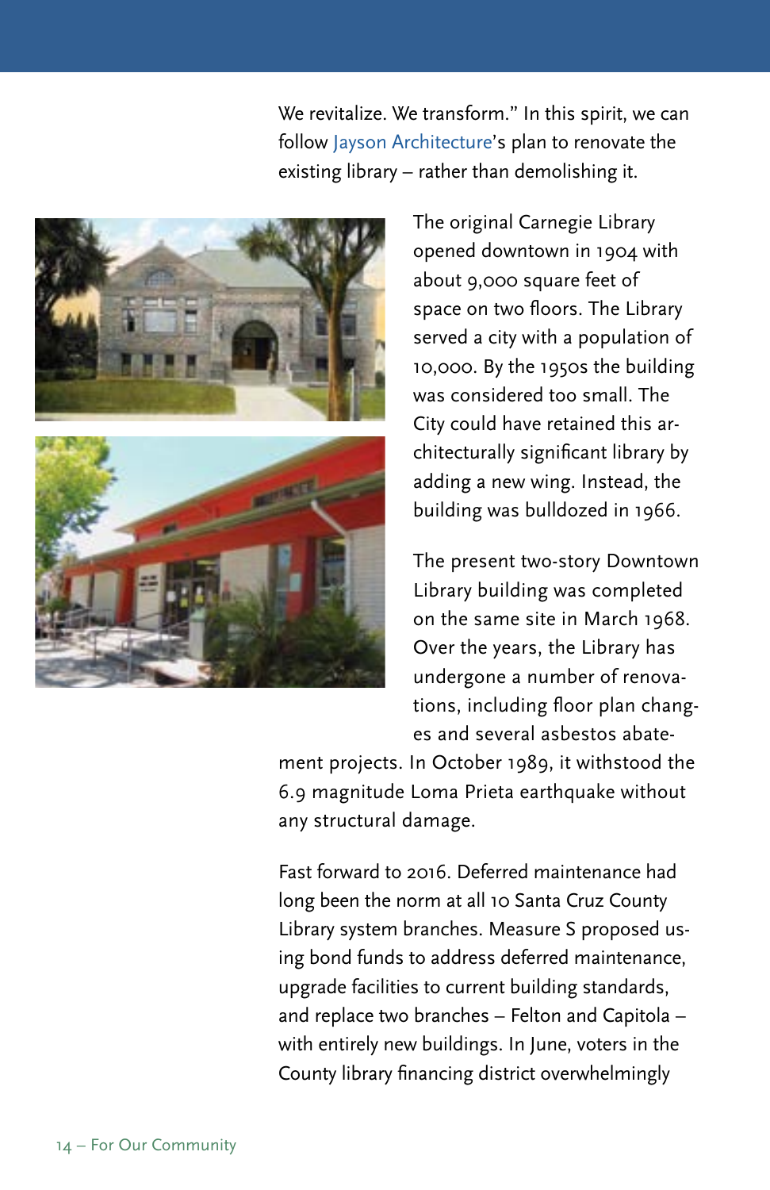We revitalize. We transform." In this spirit, we can follow Jayson Architecture's plan to renovate the existing library – rather than demolishing it.

The original Carnegie Library opened downtown in 1904 with about 9,000 square feet of space on two floors. The Library served a city with a population of 10,000. By the 1950s the building was considered too small. The City could have retained this architecturally significant library by adding a new wing. Instead, the building was bulldozed in 1966.

The present two-story Downtown Library building was completed on the same site in March 1968. Over the years, the Library has undergone a number of renovations, including floor plan changes and several asbestos abatement projects. In October 1989, it withstood the 6.9 magnitude Loma Prieta earthquake without any structural damage.

Fast forward to 2016. Deferred maintenance had long been the norm at all 10 Santa Cruz County Library system branches. Measure S proposed using bond funds to address deferred maintenance, upgrade facilities to current building standards, and replace two branches – Felton and Capitola – with entirely new buildings. In June, voters in the County library financing district overwhelmingly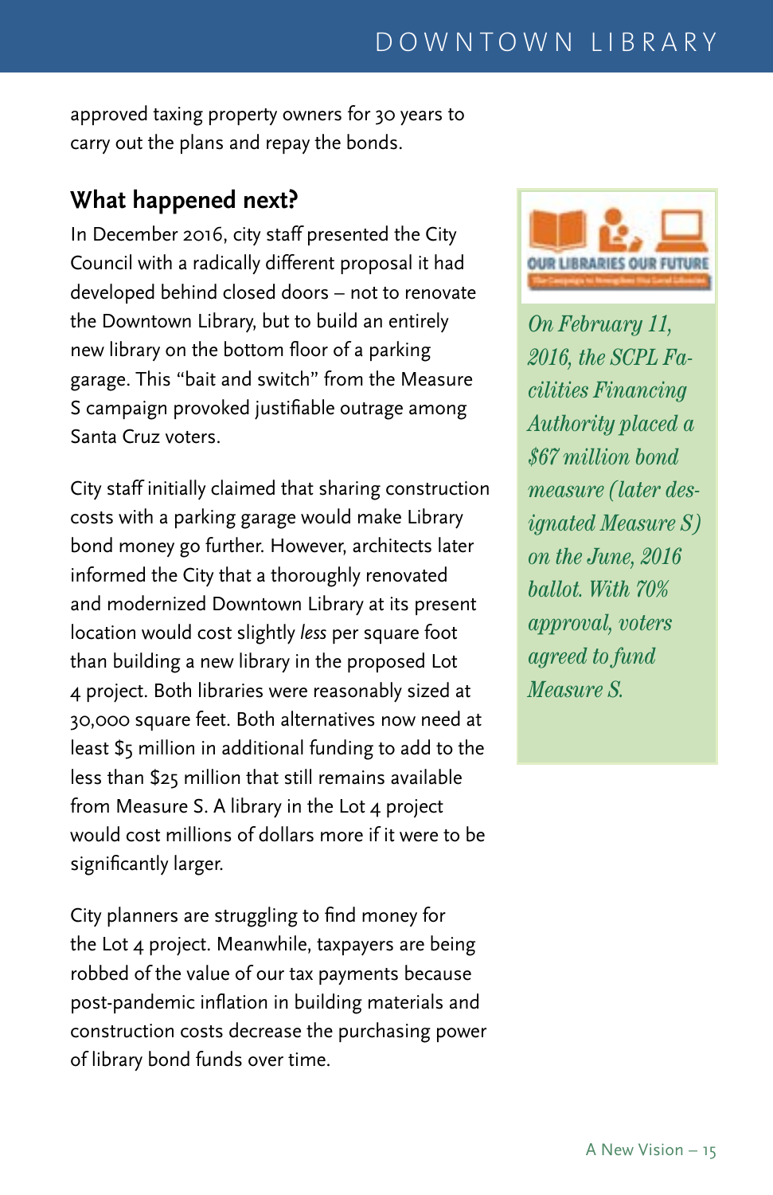approved taxing property owners for 30 years to carry out the plans and repay the bonds.

## What happened next?

In December 2016, city staff presented the City Council with a radically different proposal it had developed behind closed doors – not to renovate the Downtown Library, but to build an entirely new library on the bottom floor of a parking garage. This "bait and switch" from the Measure S campaign provoked justifiable outrage among Santa Cruz voters.

City staff initially claimed that sharing construction costs with a parking garage would make Library bond money go further. However, architects later informed the City that a thoroughly renovated and modernized Downtown Library at its present location would cost slightly *less* per square foot than building a new library in the proposed Lot 4 project. Both libraries were reasonably sized at 30,000 square feet. Both alternatives now need at least $5 million in additional funding to add to the less than $25 million that still remains available from Measure S. A library in the Lot 4 project would cost millions of dollars more if it were to be significantly larger.

City planners are struggling to find money for the Lot 4 project. Meanwhile, taxpayers are being robbed of the value of our tax payments because post-pandemic inflation in building materials and construction costs decrease the purchasing power of library bond funds over time.

OUR LIBRARIES OUR FUTURE

*On February 11, 2016, the SCPL Facilities Financing Authority placed a $67 million bond measure (later designated Measure S) on the June, 2016 ballot. With 70% approval, voters agreed to fund Measure S.*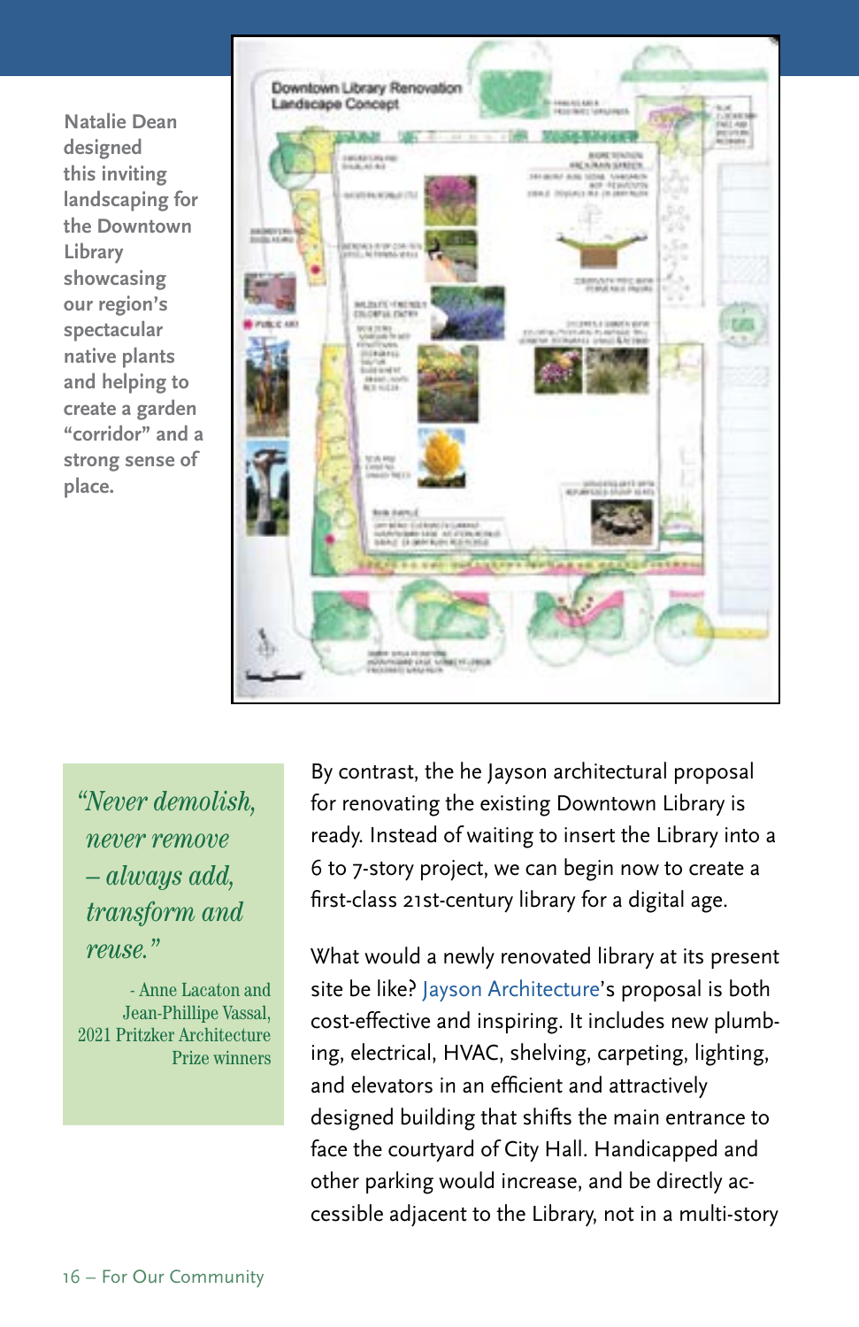Natalie Dean designed this inviting landscaping for the Downtown Library showcasing our region's spectacular native plants and helping to create a garden "corridor" and a strong sense of place.

> *"Never demolish, never remove – always add, transform and reuse."*
>
> - Anne Lacaton and Jean-Phillipe Vassal, 2021 Pritzker Architecture Prize winners

By contrast, the he Jayson architectural proposal for renovating the existing Downtown Library is ready. Instead of waiting to insert the Library into a 6 to 7-story project, we can begin now to create a first-class 21st-century library for a digital age.

What would a newly renovated library at its present site be like? Jayson Architecture's proposal is both cost-effective and inspiring. It includes new plumbing, electrical, HVAC, shelving, carpeting, lighting, and elevators in an efficient and attractively designed building that shifts the main entrance to face the courtyard of City Hall. Handicapped and other parking would increase, and be directly accessible adjacent to the Library, not in a multi-story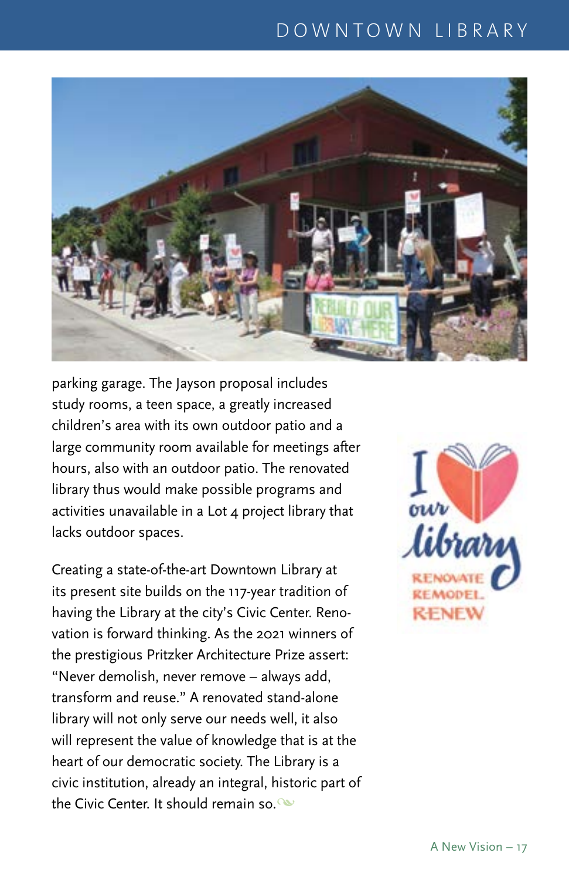parking garage. The Jayson proposal includes study rooms, a teen space, a greatly increased children's area with its own outdoor patio and a large community room available for meetings after hours, also with an outdoor patio. The renovated library thus would make possible programs and activities unavailable in a Lot 4 project library that lacks outdoor spaces.

Creating a state-of-the-art Downtown Library at its present site builds on the 117-year tradition of having the Library at the city's Civic Center. Renovation is forward thinking. As the 2021 winners of the prestigious Pritzker Architecture Prize assert: "Never demolish, never remove – always add, transform and reuse." A renovated stand-alone library will not only serve our needs well, it also will represent the value of knowledge that is at the heart of our democratic society. The Library is a civic institution, already an integral, historic part of the Civic Center. It should remain so.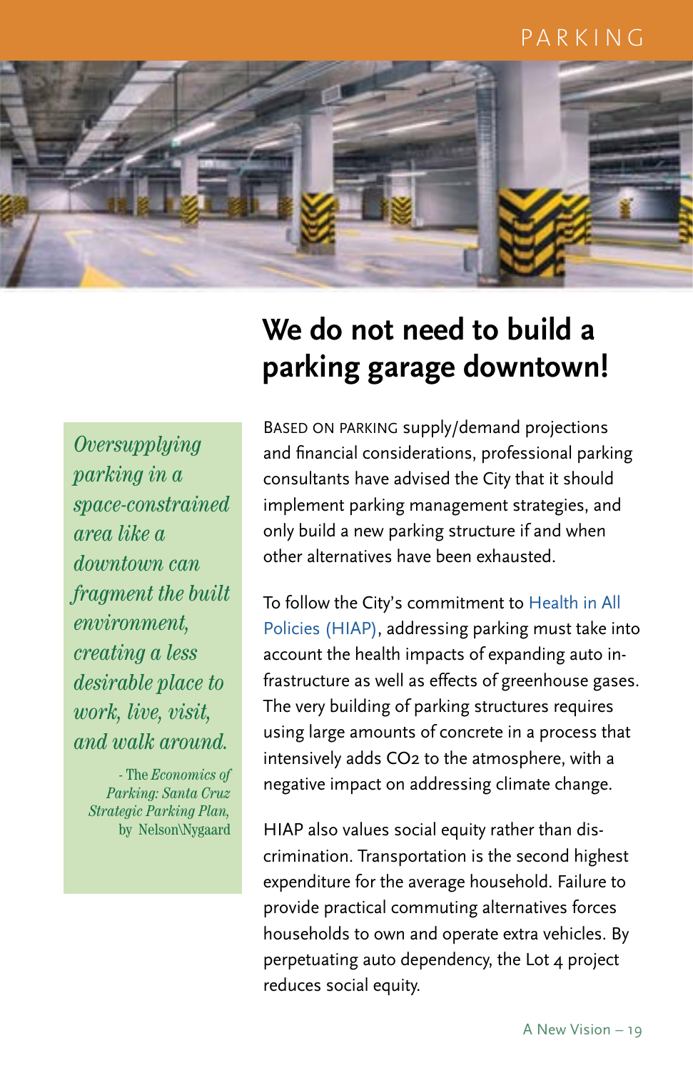# We do not need to build a parking garage downtown!

*Oversupplying parking in a space-constrained area like a downtown can fragment the built environment, creating a less desirable place to work, live, visit, and walk around.*

- The *Economics of Parking: Santa Cruz Strategic Parking Plan,* by Nelson\Nygaard

BASED ON PARKING supply/demand projections and financial considerations, professional parking consultants have advised the City that it should implement parking management strategies, and only build a new parking structure if and when other alternatives have been exhausted.

To follow the City's commitment to Health in All Policies (HIAP), addressing parking must take into account the health impacts of expanding auto infrastructure as well as effects of greenhouse gases. The very building of parking structures requires using large amounts of concrete in a process that intensively adds $CO_2$ to the atmosphere, with a negative impact on addressing climate change.

HIAP also values social equity rather than discrimination. Transportation is the second highest expenditure for the average household. Failure to provide practical commuting alternatives forces households to own and operate extra vehicles. By perpetuating auto dependency, the Lot 4 project reduces social equity.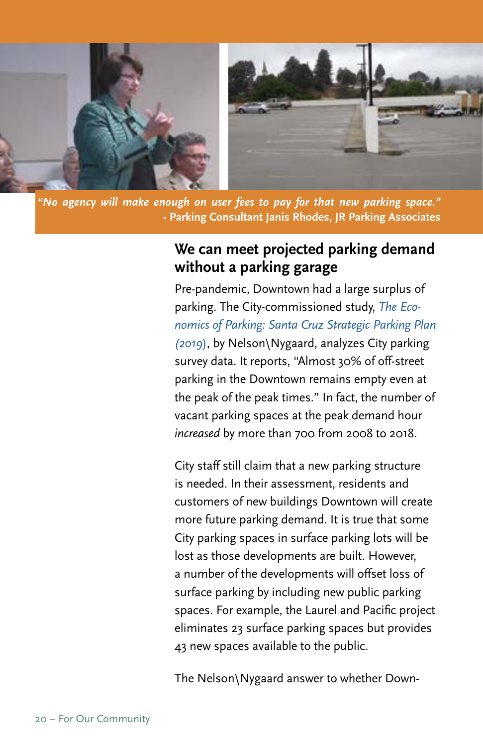*"No agency will make enough on user fees to pay for that new parking space."*
**- Parking Consultant Janis Rhodes, JR Parking Associates**

## We can meet projected parking demand without a parking garage

Pre-pandemic, Downtown had a large surplus of parking. The City-commissioned study, *The Economics of Parking: Santa Cruz Strategic Parking Plan (2019)*, by Nelson\Nygaard, analyzes City parking survey data. It reports, "Almost 30% of off-street parking in the Downtown remains empty even at the peak of the peak times." In fact, the number of vacant parking spaces at the peak demand hour *increased* by more than 700 from 2008 to 2018.

City staff still claim that a new parking structure is needed. In their assessment, residents and customers of new buildings Downtown will create more future parking demand. It is true that some City parking spaces in surface parking lots will be lost as those developments are built. However, a number of the developments will offset loss of surface parking by including new public parking spaces. For example, the Laurel and Pacific project eliminates 23 surface parking spaces but provides 43 new spaces available to the public.

The Nelson\Nygaard answer to whether Down-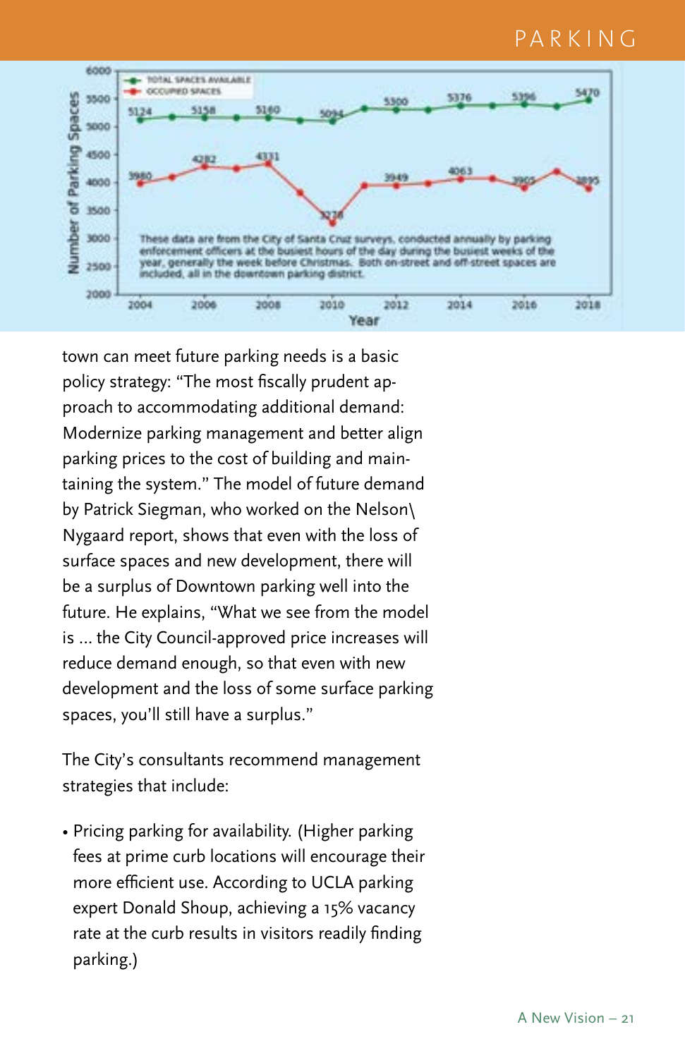## PARKING

| Year | Total Spaces Available | Occupied Spaces |
|---|---|---|
| 2004 | 5124 | 3980 |
| 2006 | 5158 | 4282 |
| 2008 | 5160 | 4331 |
| 2010 | 5094 | 3278 |
| 2012 | 5300 | 3949 |
| 2014 | 5376 | 4063 |
| 2016 | 5396 | 3905 |
| 2018 | 5470 | 3895 |

These data are from the City of Santa Cruz surveys, conducted annually by parking enforcement officers at the busiest hours of the day during the busiest weeks of the year, generally the week before Christmas. Both on-street and off-street spaces are included, all in the downtown parking district.

town can meet future parking needs is a basic policy strategy: "The most fiscally prudent approach to accommodating additional demand: Modernize parking management and better align parking prices to the cost of building and maintaining the system." The model of future demand by Patrick Siegman, who worked on the Nelson\Nygaard report, shows that even with the loss of surface spaces and new development, there will be a surplus of Downtown parking well into the future. He explains, "What we see from the model is ... the City Council-approved price increases will reduce demand enough, so that even with new development and the loss of some surface parking spaces, you'll still have a surplus."

The City's consultants recommend management strategies that include:

- Pricing parking for availability. (Higher parking fees at prime curb locations will encourage their more efficient use. According to UCLA parking expert Donald Shoup, achieving a 15% vacancy rate at the curb results in visitors readily finding parking.)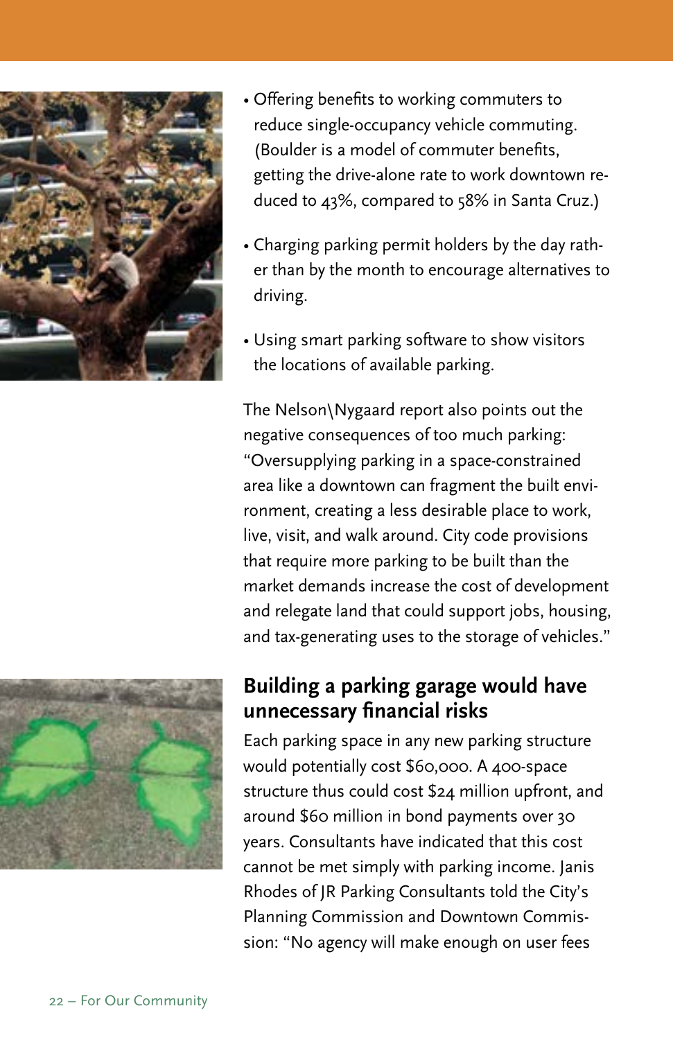- Offering benefits to working commuters to reduce single-occupancy vehicle commuting. (Boulder is a model of commuter benefits, getting the drive-alone rate to work downtown reduced to 43%, compared to 58% in Santa Cruz.)
- Charging parking permit holders by the day rather than by the month to encourage alternatives to driving.
- Using smart parking software to show visitors the locations of available parking.

The Nelson\Nygaard report also points out the negative consequences of too much parking: "Oversupplying parking in a space-constrained area like a downtown can fragment the built environment, creating a less desirable place to work, live, visit, and walk around. City code provisions that require more parking to be built than the market demands increase the cost of development and relegate land that could support jobs, housing, and tax-generating uses to the storage of vehicles."

## Building a parking garage would have unnecessary financial risks

Each parking space in any new parking structure would potentially cost $60,000. A 400-space structure thus could cost $24 million upfront, and around $60 million in bond payments over 30 years. Consultants have indicated that this cost cannot be met simply with parking income. Janis Rhodes of JR Parking Consultants told the City's Planning Commission and Downtown Commission: "No agency will make enough on user fees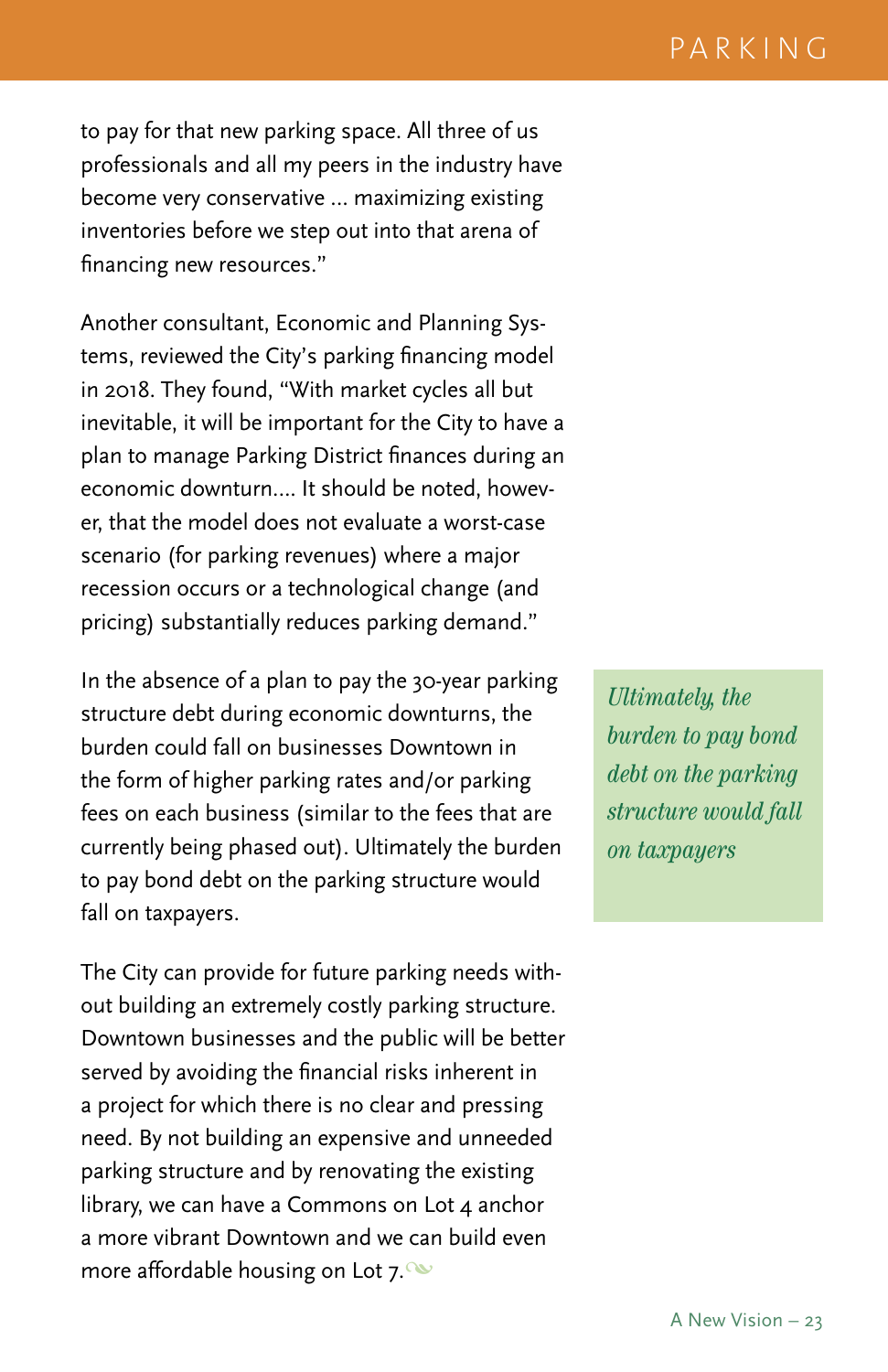to pay for that new parking space. All three of us professionals and all my peers in the industry have become very conservative ... maximizing existing inventories before we step out into that arena of financing new resources."

Another consultant, Economic and Planning Systems, reviewed the City's parking financing model in 2018. They found, "With market cycles all but inevitable, it will be important for the City to have a plan to manage Parking District finances during an economic downturn.... It should be noted, however, that the model does not evaluate a worst-case scenario (for parking revenues) where a major recession occurs or a technological change (and pricing) substantially reduces parking demand."

In the absence of a plan to pay the 30-year parking structure debt during economic downturns, the burden could fall on businesses Downtown in the form of higher parking rates and/or parking fees on each business (similar to the fees that are currently being phased out). Ultimately the burden to pay bond debt on the parking structure would fall on taxpayers.

*Ultimately, the burden to pay bond debt on the parking structure would fall on taxpayers*

The City can provide for future parking needs without building an extremely costly parking structure. Downtown businesses and the public will be better served by avoiding the financial risks inherent in a project for which there is no clear and pressing need. By not building an expensive and unneeded parking structure and by renovating the existing library, we can have a Commons on Lot 4 anchor a more vibrant Downtown and we can build even more affordable housing on Lot 7.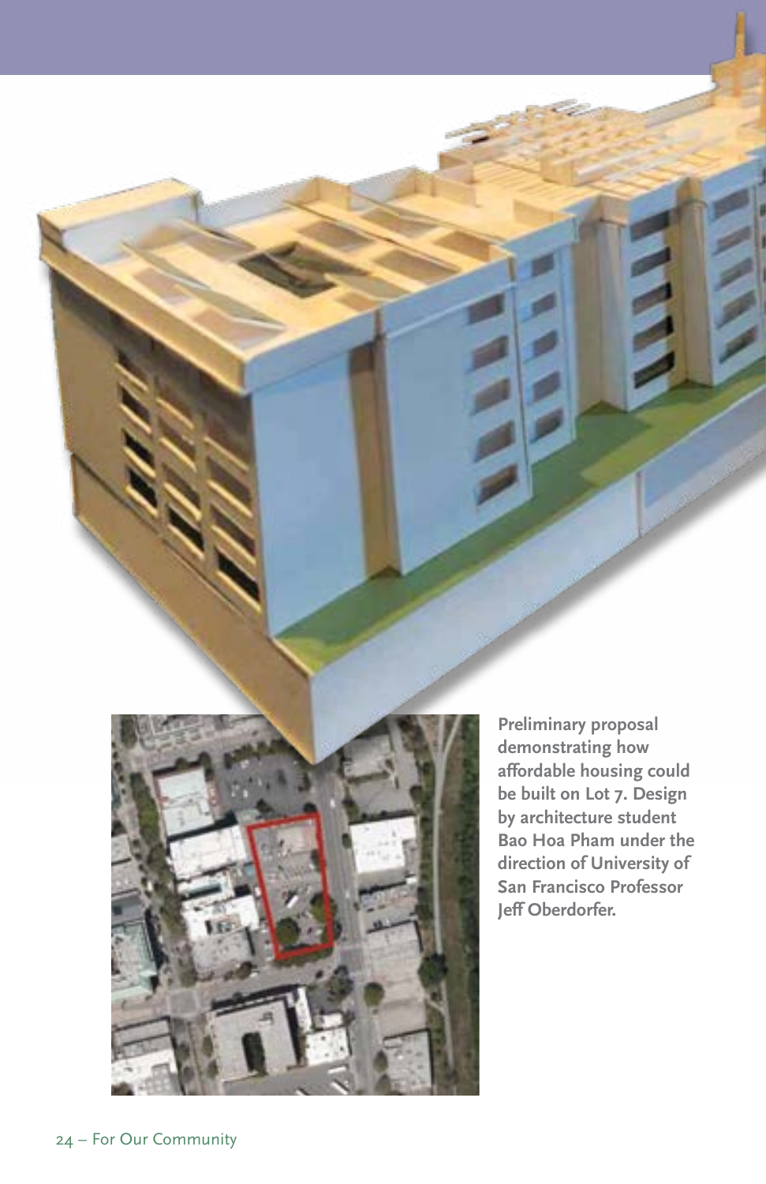Preliminary proposal demonstrating how affordable housing could be built on Lot 7. Design by architecture student Bao Hoa Pham under the direction of University of San Francisco Professor Jeff Oberdorfer.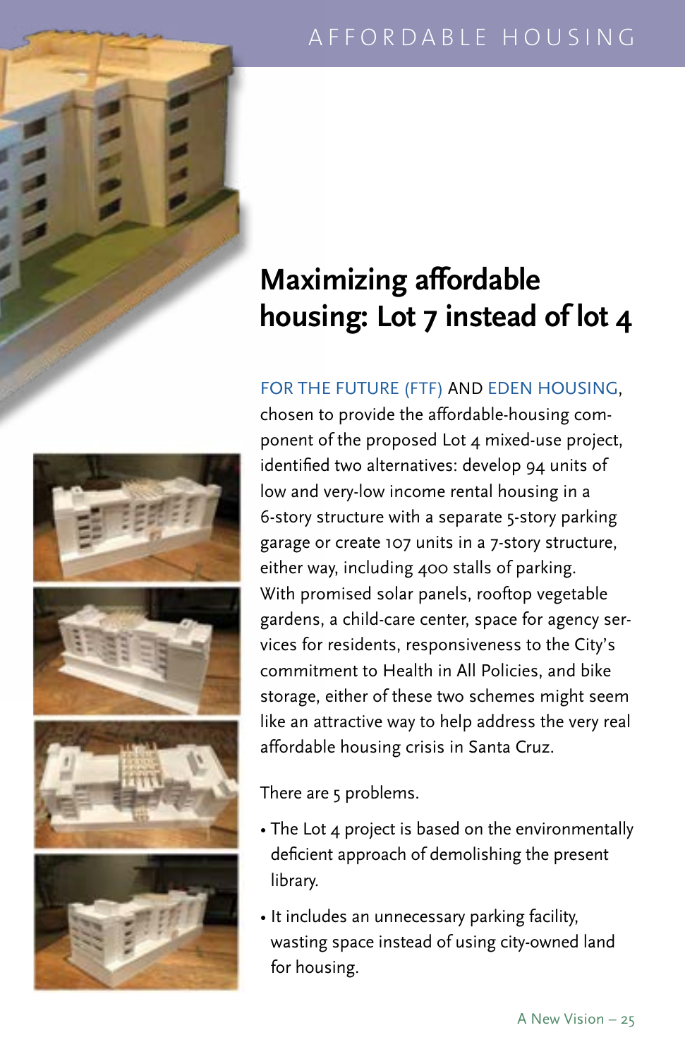## Maximizing affordable housing: Lot 7 instead of lot 4

FOR THE FUTURE (FTF) AND EDEN HOUSING, chosen to provide the affordable-housing component of the proposed Lot 4 mixed-use project, identified two alternatives: develop 94 units of low and very-low income rental housing in a 6-story structure with a separate 5-story parking garage or create 107 units in a 7-story structure, either way, including 400 stalls of parking. With promised solar panels, rooftop vegetable gardens, a child-care center, space for agency services for residents, responsiveness to the City's commitment to Health in All Policies, and bike storage, either of these two schemes might seem like an attractive way to help address the very real affordable housing crisis in Santa Cruz.

There are 5 problems.

- The Lot 4 project is based on the environmentally deficient approach of demolishing the present library.
- It includes an unnecessary parking facility, wasting space instead of using city-owned land for housing.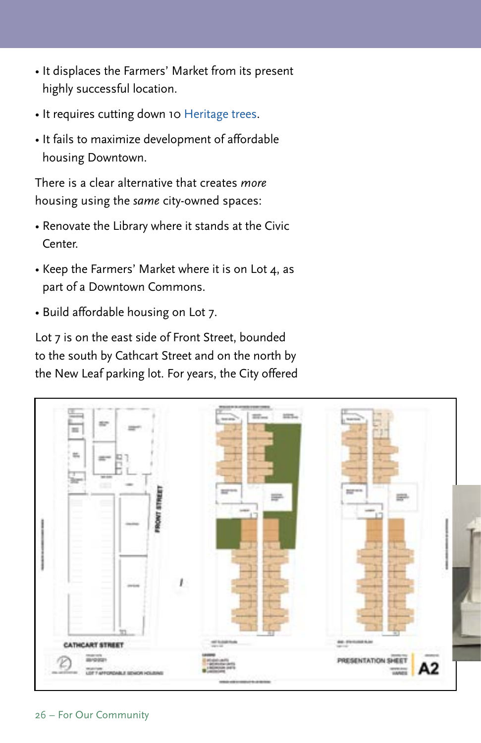- It displaces the Farmers' Market from its present highly successful location.
- It requires cutting down 10 Heritage trees.
- It fails to maximize development of affordable housing Downtown.

There is a clear alternative that creates *more* housing using the *same* city-owned spaces:

- Renovate the Library where it stands at the Civic Center.
- Keep the Farmers' Market where it is on Lot 4, as part of a Downtown Commons.
- Build affordable housing on Lot 7.

Lot 7 is on the east side of Front Street, bounded to the south by Cathcart Street and on the north by the New Leaf parking lot. For years, the City offered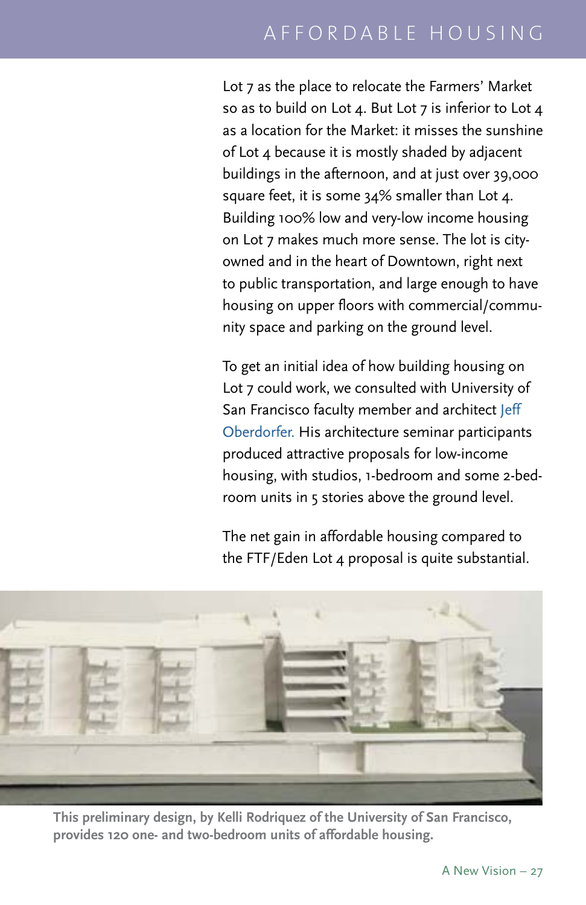Lot 7 as the place to relocate the Farmers' Market so as to build on Lot 4. But Lot 7 is inferior to Lot 4 as a location for the Market: it misses the sunshine of Lot 4 because it is mostly shaded by adjacent buildings in the afternoon, and at just over 39,000 square feet, it is some 34% smaller than Lot 4. Building 100% low and very-low income housing on Lot 7 makes much more sense. The lot is city-owned and in the heart of Downtown, right next to public transportation, and large enough to have housing on upper floors with commercial/community space and parking on the ground level.

To get an initial idea of how building housing on Lot 7 could work, we consulted with University of San Francisco faculty member and architect Jeff Oberdorfer. His architecture seminar participants produced attractive proposals for low-income housing, with studios, 1-bedroom and some 2-bedroom units in 5 stories above the ground level.

The net gain in affordable housing compared to the FTF/Eden Lot 4 proposal is quite substantial.

**This preliminary design, by Kelli Rodriquez of the University of San Francisco, provides 120 one- and two-bedroom units of affordable housing.**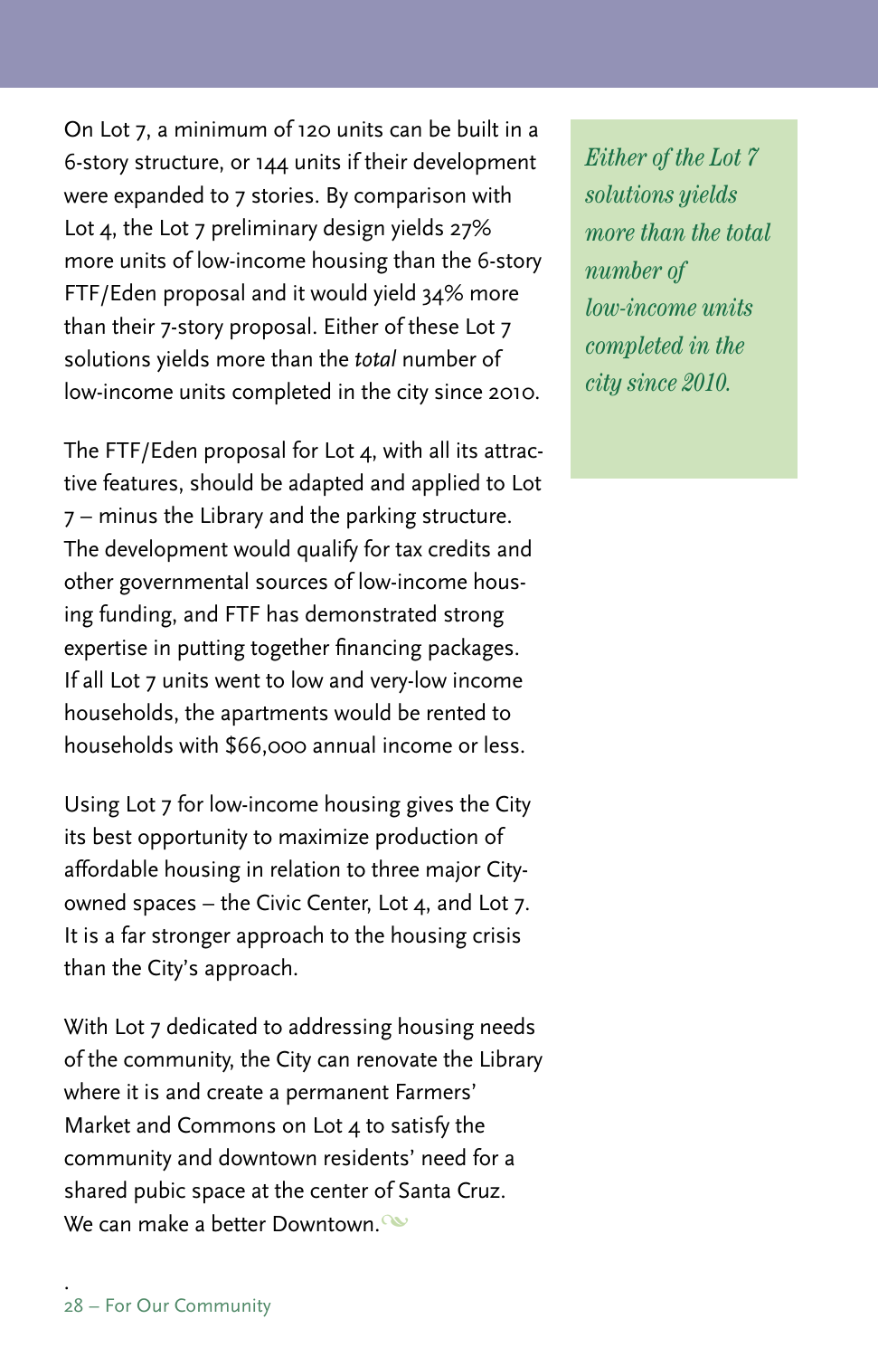On Lot 7, a minimum of 120 units can be built in a 6-story structure, or 144 units if their development were expanded to 7 stories. By comparison with Lot 4, the Lot 7 preliminary design yields 27% more units of low-income housing than the 6-story FTF/Eden proposal and it would yield 34% more than their 7-story proposal. Either of these Lot 7 solutions yields more than the *total* number of low-income units completed in the city since 2010.

*Either of the Lot 7 solutions yields more than the total number of low-income units completed in the city since 2010.*

The FTF/Eden proposal for Lot 4, with all its attractive features, should be adapted and applied to Lot 7 – minus the Library and the parking structure. The development would qualify for tax credits and other governmental sources of low-income housing funding, and FTF has demonstrated strong expertise in putting together financing packages. If all Lot 7 units went to low and very-low income households, the apartments would be rented to households with $66,000 annual income or less.

Using Lot 7 for low-income housing gives the City its best opportunity to maximize production of affordable housing in relation to three major City-owned spaces – the Civic Center, Lot 4, and Lot 7. It is a far stronger approach to the housing crisis than the City's approach.

With Lot 7 dedicated to addressing housing needs of the community, the City can renovate the Library where it is and create a permanent Farmers' Market and Commons on Lot 4 to satisfy the community and downtown residents' need for a shared pubic space at the center of Santa Cruz. We can make a better Downtown.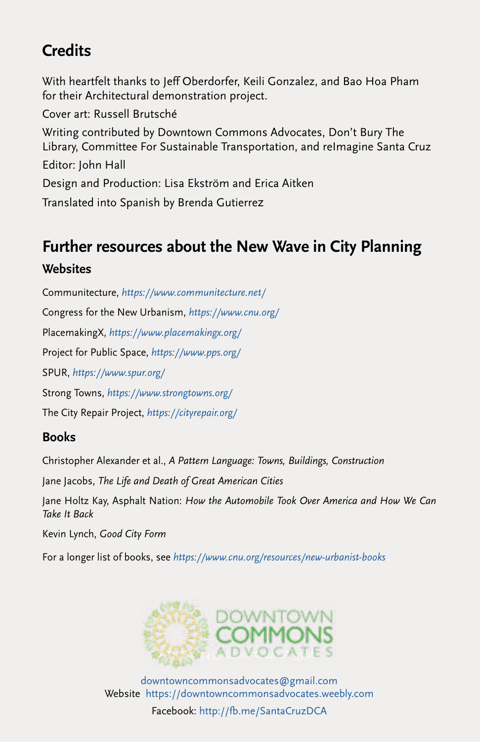## Credits

With heartfelt thanks to Jeff Oberdorfer, Keili Gonzalez, and Bao Hoa Pham for their Architectural demonstration project.

Cover art: Russell Brutsché

Writing contributed by Downtown Commons Advocates, Don't Bury The Library, Committee For Sustainable Transportation, and reImagine Santa Cruz

Editor: John Hall

Design and Production: Lisa Ekström and Erica Aitken

Translated into Spanish by Brenda Gutierrez

## Further resources about the New Wave in City Planning

### Websites

Communitecture, *https://www.communitecture.net/*

Congress for the New Urbanism, *https://www.cnu.org/*

PlacemakingX, *https://www.placemakingx.org/*

Project for Public Space, *https://www.pps.org/*

SPUR, *https://www.spur.org/*

Strong Towns, *https://www.strongtowns.org/*

The City Repair Project, *https://cityrepair.org/*

### Books

Christopher Alexander et al., *A Pattern Language: Towns, Buildings, Construction*

Jane Jacobs, *The Life and Death of Great American Cities*

Jane Holtz Kay, Asphalt Nation: *How the Automobile Took Over America and How We Can Take It Back*

Kevin Lynch, *Good City Form*

For a longer list of books, see *https://www.cnu.org/resources/new-urbanist-books*

DOWNTOWN COMMONS ADVOCATES

downtowncommonsadvocates@gmail.com
Website https://downtowncommonsadvocates.weebly.com
Facebook: http://fb.me/SantaCruzDCA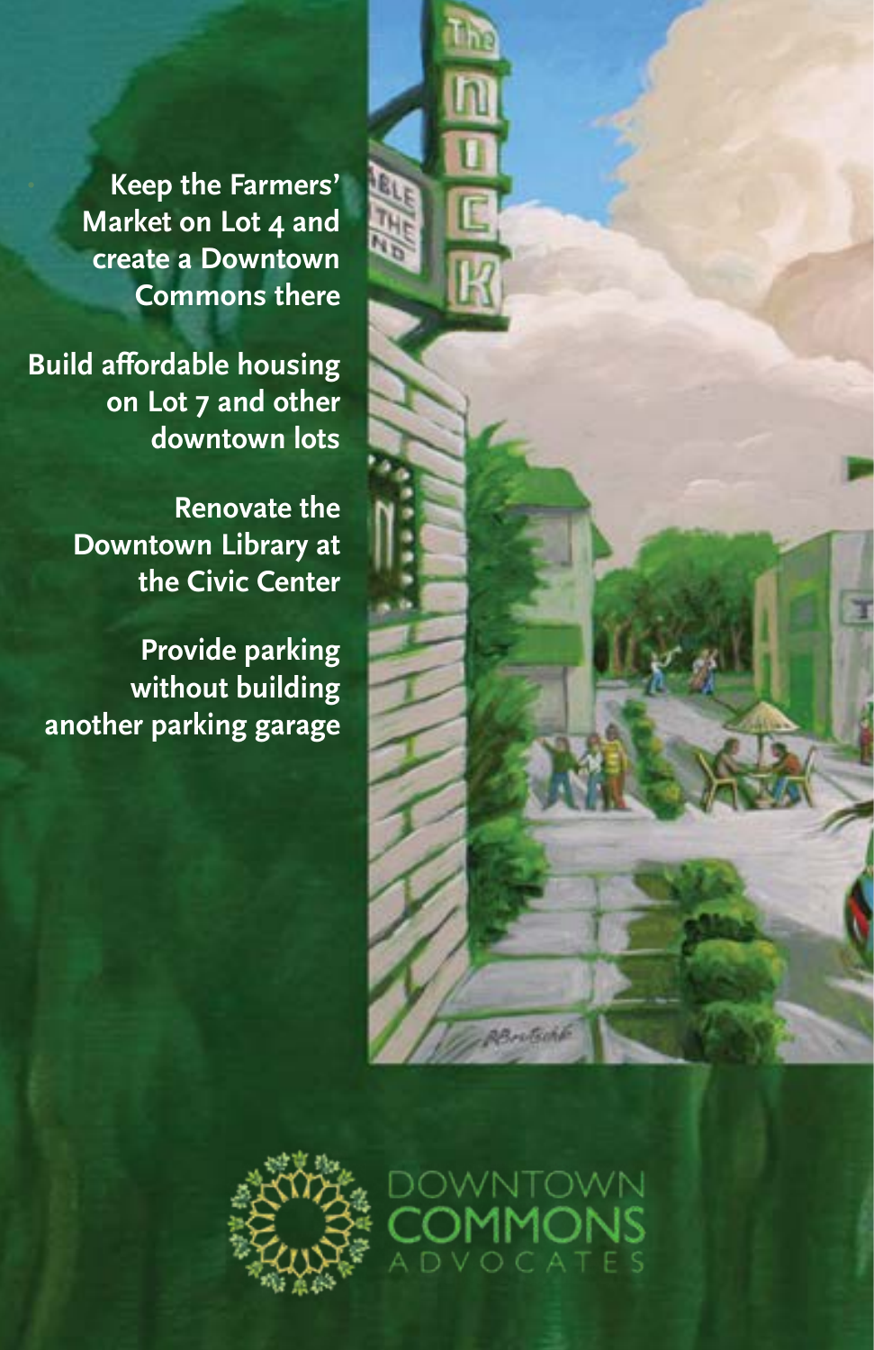**Keep the Farmers' Market on Lot 4 and create a Downtown Commons there**

**Build affordable housing on Lot 7 and other downtown lots**

**Renovate the Downtown Library at the Civic Center**

**Provide parking without building another parking garage**

DOWNTOWN COMMONS ADVOCATES